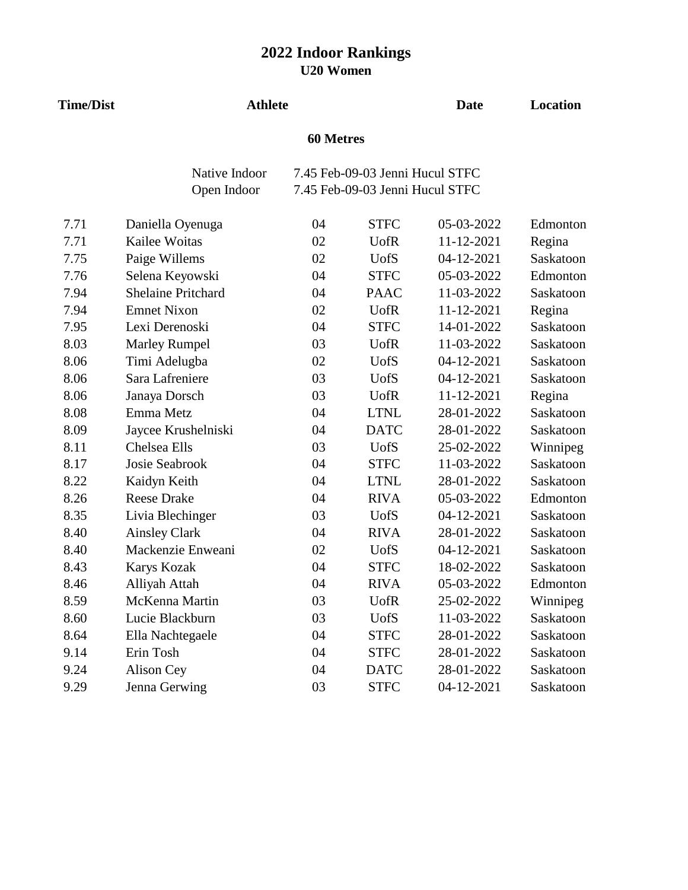# 2022 Indoor Rankings

## U20 Women

### 60 Metres

Native Indoor 7.45 Feb-09-03 Jenni Hucul STFC
Open Indoor 7.45 Feb-09-03 Jenni Hucul STFC

| Time/Dist | Athlete | | | Date | Location |
|---|---|---|---|---|---|
| 7.71 | Daniella Oyenuga | 04 | STFC | 05-03-2022 | Edmonton |
| 7.71 | Kailee Woitas | 02 | UofR | 11-12-2021 | Regina |
| 7.75 | Paige Willems | 02 | UofS | 04-12-2021 | Saskatoon |
| 7.76 | Selena Keyowski | 04 | STFC | 05-03-2022 | Edmonton |
| 7.94 | Shelaine Pritchard | 04 | PAAC | 11-03-2022 | Saskatoon |
| 7.94 | Emnet Nixon | 02 | UofR | 11-12-2021 | Regina |
| 7.95 | Lexi Derenoski | 04 | STFC | 14-01-2022 | Saskatoon |
| 8.03 | Marley Rumpel | 03 | UofR | 11-03-2022 | Saskatoon |
| 8.06 | Timi Adelugba | 02 | UofS | 04-12-2021 | Saskatoon |
| 8.06 | Sara Lafreniere | 03 | UofS | 04-12-2021 | Saskatoon |
| 8.06 | Janaya Dorsch | 03 | UofR | 11-12-2021 | Regina |
| 8.08 | Emma Metz | 04 | LTNL | 28-01-2022 | Saskatoon |
| 8.09 | Jaycee Krushelniski | 04 | DATC | 28-01-2022 | Saskatoon |
| 8.11 | Chelsea Ells | 03 | UofS | 25-02-2022 | Winnipeg |
| 8.17 | Josie Seabrook | 04 | STFC | 11-03-2022 | Saskatoon |
| 8.22 | Kaidyn Keith | 04 | LTNL | 28-01-2022 | Saskatoon |
| 8.26 | Reese Drake | 04 | RIVA | 05-03-2022 | Edmonton |
| 8.35 | Livia Blechinger | 03 | UofS | 04-12-2021 | Saskatoon |
| 8.40 | Ainsley Clark | 04 | RIVA | 28-01-2022 | Saskatoon |
| 8.40 | Mackenzie Enweani | 02 | UofS | 04-12-2021 | Saskatoon |
| 8.43 | Karys Kozak | 04 | STFC | 18-02-2022 | Saskatoon |
| 8.46 | Alliyah Attah | 04 | RIVA | 05-03-2022 | Edmonton |
| 8.59 | McKenna Martin | 03 | UofR | 25-02-2022 | Winnipeg |
| 8.60 | Lucie Blackburn | 03 | UofS | 11-03-2022 | Saskatoon |
| 8.64 | Ella Nachtegaele | 04 | STFC | 28-01-2022 | Saskatoon |
| 9.14 | Erin Tosh | 04 | STFC | 28-01-2022 | Saskatoon |
| 9.24 | Alison Cey | 04 | DATC | 28-01-2022 | Saskatoon |
| 9.29 | Jenna Gerwing | 03 | STFC | 04-12-2021 | Saskatoon |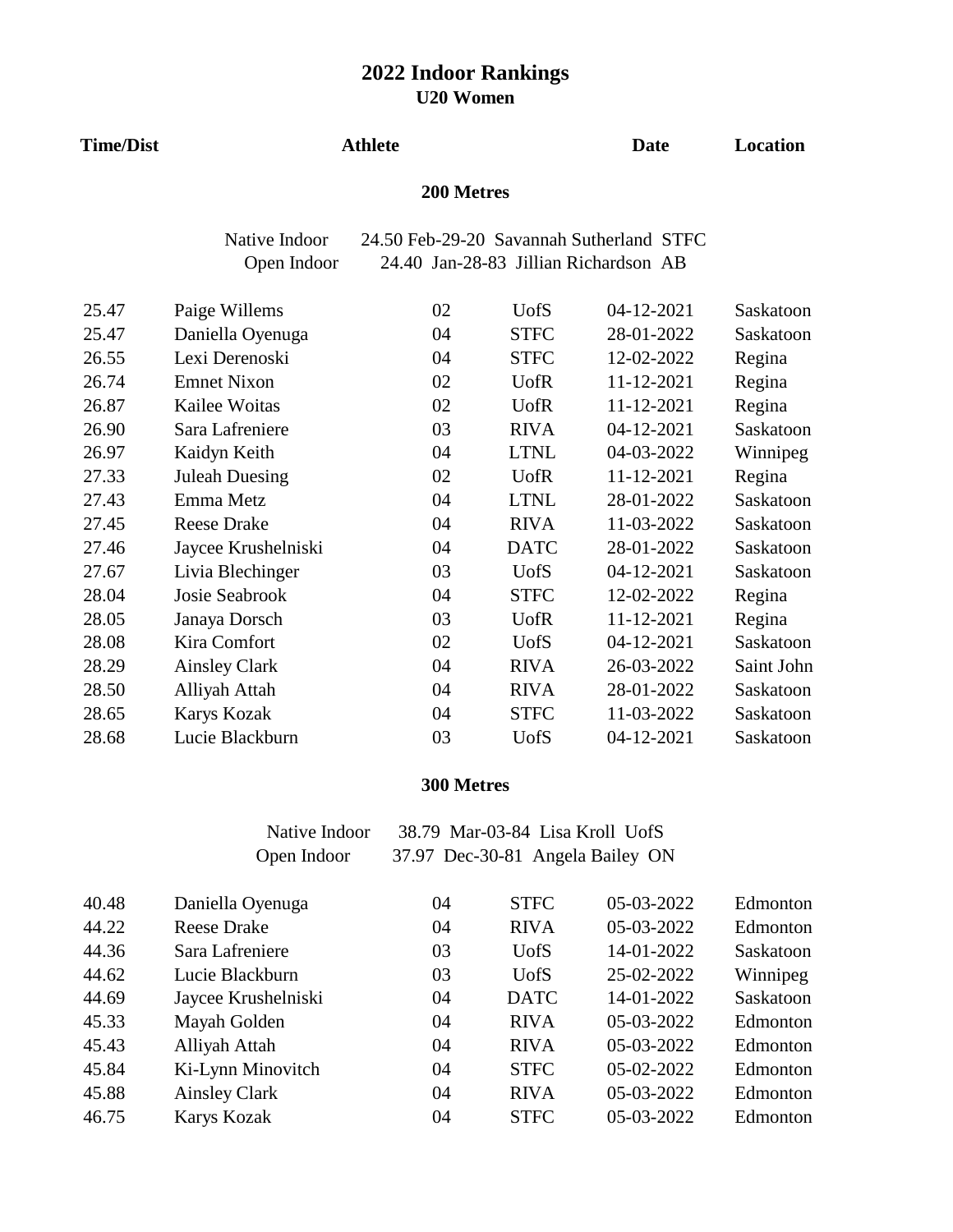# 2022 Indoor Rankings

## U20 Women

| Time/Dist | Athlete | | | Date | Location |
|---|---|---|---|---|---|

### 200 Metres

Native Indoor 24.50 Feb-29-20 Savannah Sutherland STFC
Open Indoor 24.40 Jan-28-83 Jillian Richardson AB

| Time/Dist | Athlete | | | Date | Location |
|---|---|---|---|---|---|
| 25.47 | Paige Willems | 02 | UofS | 04-12-2021 | Saskatoon |
| 25.47 | Daniella Oyenuga | 04 | STFC | 28-01-2022 | Saskatoon |
| 26.55 | Lexi Derenoski | 04 | STFC | 12-02-2022 | Regina |
| 26.74 | Emnet Nixon | 02 | UofR | 11-12-2021 | Regina |
| 26.87 | Kailee Woitas | 02 | UofR | 11-12-2021 | Regina |
| 26.90 | Sara Lafreniere | 03 | RIVA | 04-12-2021 | Saskatoon |
| 26.97 | Kaidyn Keith | 04 | LTNL | 04-03-2022 | Winnipeg |
| 27.33 | Juleah Duesing | 02 | UofR | 11-12-2021 | Regina |
| 27.43 | Emma Metz | 04 | LTNL | 28-01-2022 | Saskatoon |
| 27.45 | Reese Drake | 04 | RIVA | 11-03-2022 | Saskatoon |
| 27.46 | Jaycee Krushelniski | 04 | DATC | 28-01-2022 | Saskatoon |
| 27.67 | Livia Blechinger | 03 | UofS | 04-12-2021 | Saskatoon |
| 28.04 | Josie Seabrook | 04 | STFC | 12-02-2022 | Regina |
| 28.05 | Janaya Dorsch | 03 | UofR | 11-12-2021 | Regina |
| 28.08 | Kira Comfort | 02 | UofS | 04-12-2021 | Saskatoon |
| 28.29 | Ainsley Clark | 04 | RIVA | 26-03-2022 | Saint John |
| 28.50 | Alliyah Attah | 04 | RIVA | 28-01-2022 | Saskatoon |
| 28.65 | Karys Kozak | 04 | STFC | 11-03-2022 | Saskatoon |
| 28.68 | Lucie Blackburn | 03 | UofS | 04-12-2021 | Saskatoon |

### 300 Metres

Native Indoor 38.79 Mar-03-84 Lisa Kroll UofS
Open Indoor 37.97 Dec-30-81 Angela Bailey ON

| Time/Dist | Athlete | | | Date | Location |
|---|---|---|---|---|---|
| 40.48 | Daniella Oyenuga | 04 | STFC | 05-03-2022 | Edmonton |
| 44.22 | Reese Drake | 04 | RIVA | 05-03-2022 | Edmonton |
| 44.36 | Sara Lafreniere | 03 | UofS | 14-01-2022 | Saskatoon |
| 44.62 | Lucie Blackburn | 03 | UofS | 25-02-2022 | Winnipeg |
| 44.69 | Jaycee Krushelniski | 04 | DATC | 14-01-2022 | Saskatoon |
| 45.33 | Mayah Golden | 04 | RIVA | 05-03-2022 | Edmonton |
| 45.43 | Alliyah Attah | 04 | RIVA | 05-03-2022 | Edmonton |
| 45.84 | Ki-Lynn Minovitch | 04 | STFC | 05-02-2022 | Edmonton |
| 45.88 | Ainsley Clark | 04 | RIVA | 05-03-2022 | Edmonton |
| 46.75 | Karys Kozak | 04 | STFC | 05-03-2022 | Edmonton |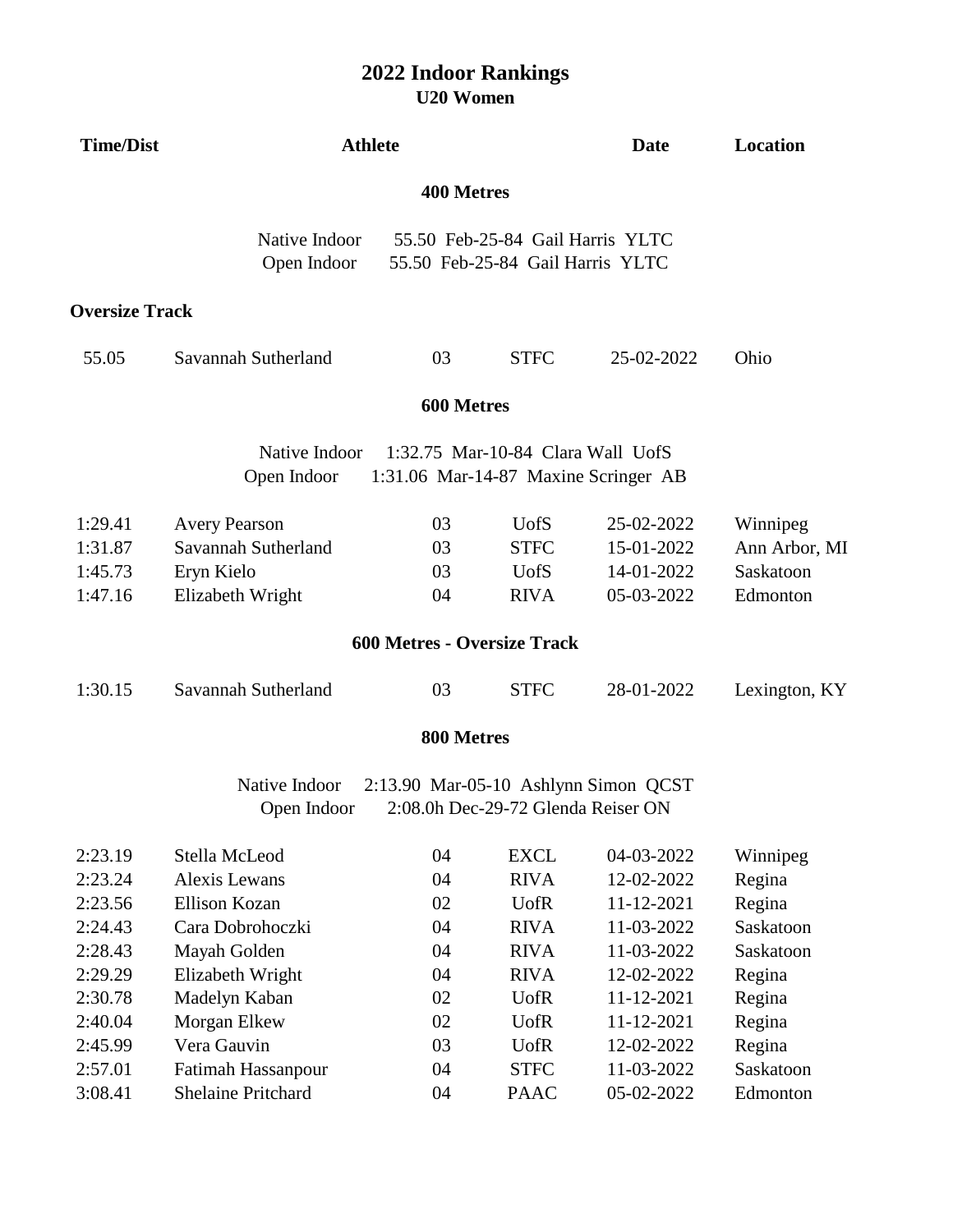# 2022 Indoor Rankings
## U20 Women

| Time/Dist | Athlete | | | Date | Location |
|---|---|---|---|---|---|

### 400 Metres

Native Indoor 55.50 Feb-25-84 Gail Harris YLTC
Open Indoor 55.50 Feb-25-84 Gail Harris YLTC

**Oversize Track**

| Time/Dist | Athlete | | | Date | Location |
|---|---|---|---|---|---|
| 55.05 | Savannah Sutherland | 03 | STFC | 25-02-2022 | Ohio |

### 600 Metres

Native Indoor 1:32.75 Mar-10-84 Clara Wall UofS
Open Indoor 1:31.06 Mar-14-87 Maxine Scringer AB

| Time/Dist | Athlete | | | Date | Location |
|---|---|---|---|---|---|
| 1:29.41 | Avery Pearson | 03 | UofS | 25-02-2022 | Winnipeg |
| 1:31.87 | Savannah Sutherland | 03 | STFC | 15-01-2022 | Ann Arbor, MI |
| 1:45.73 | Eryn Kielo | 03 | UofS | 14-01-2022 | Saskatoon |
| 1:47.16 | Elizabeth Wright | 04 | RIVA | 05-03-2022 | Edmonton |

### 600 Metres - Oversize Track

| Time/Dist | Athlete | | | Date | Location |
|---|---|---|---|---|---|
| 1:30.15 | Savannah Sutherland | 03 | STFC | 28-01-2022 | Lexington, KY |

### 800 Metres

Native Indoor 2:13.90 Mar-05-10 Ashlynn Simon QCST
Open Indoor 2:08.0h Dec-29-72 Glenda Reiser ON

| Time/Dist | Athlete | | | Date | Location |
|---|---|---|---|---|---|
| 2:23.19 | Stella McLeod | 04 | EXCL | 04-03-2022 | Winnipeg |
| 2:23.24 | Alexis Lewans | 04 | RIVA | 12-02-2022 | Regina |
| 2:23.56 | Ellison Kozan | 02 | UofR | 11-12-2021 | Regina |
| 2:24.43 | Cara Dobrohoczki | 04 | RIVA | 11-03-2022 | Saskatoon |
| 2:28.43 | Mayah Golden | 04 | RIVA | 11-03-2022 | Saskatoon |
| 2:29.29 | Elizabeth Wright | 04 | RIVA | 12-02-2022 | Regina |
| 2:30.78 | Madelyn Kaban | 02 | UofR | 11-12-2021 | Regina |
| 2:40.04 | Morgan Elkew | 02 | UofR | 11-12-2021 | Regina |
| 2:45.99 | Vera Gauvin | 03 | UofR | 12-02-2022 | Regina |
| 2:57.01 | Fatimah Hassanpour | 04 | STFC | 11-03-2022 | Saskatoon |
| 3:08.41 | Shelaine Pritchard | 04 | PAAC | 05-02-2022 | Edmonton |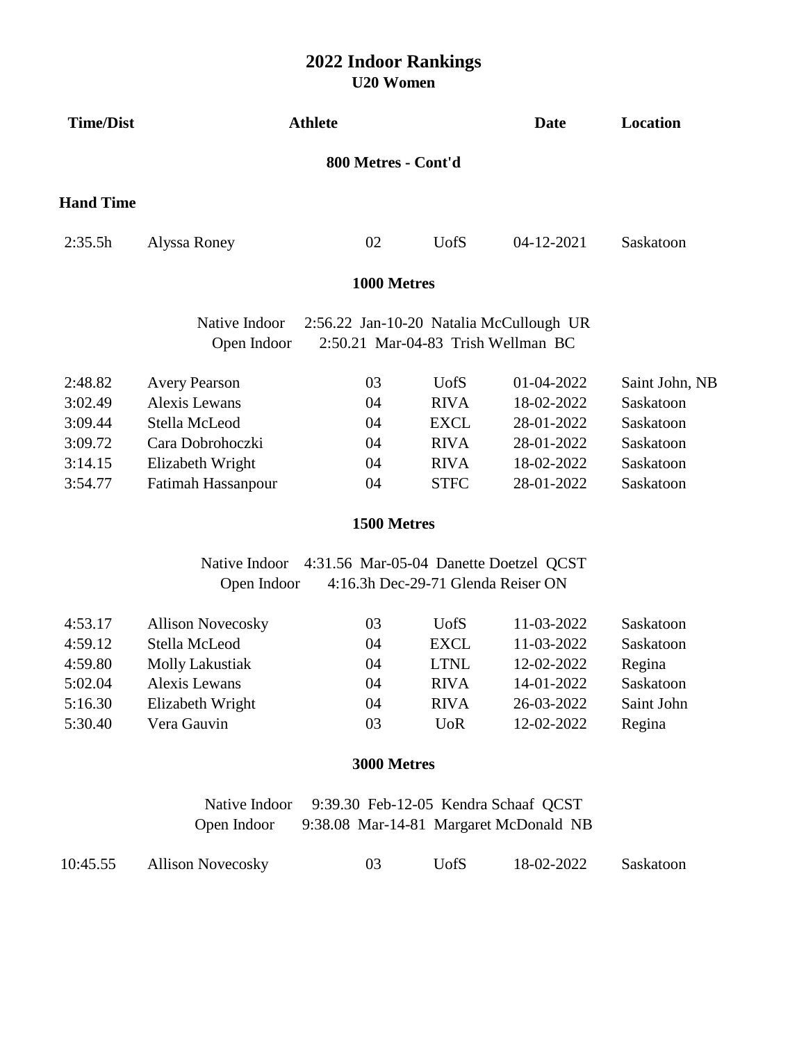# 2022 Indoor Rankings

## U20 Women

| Time/Dist | Athlete | | | Date | Location |
|---|---|---|---|---|---|

### 800 Metres - Cont'd

**Hand Time**

| Time/Dist | Athlete | | | Date | Location |
|---|---|---|---|---|---|
| 2:35.5h | Alyssa Roney | 02 | UofS | 04-12-2021 | Saskatoon |

### 1000 Metres

Native Indoor 2:56.22 Jan-10-20 Natalia McCullough UR
Open Indoor 2:50.21 Mar-04-83 Trish Wellman BC

| Time/Dist | Athlete | | | Date | Location |
|---|---|---|---|---|---|
| 2:48.82 | Avery Pearson | 03 | UofS | 01-04-2022 | Saint John, NB |
| 3:02.49 | Alexis Lewans | 04 | RIVA | 18-02-2022 | Saskatoon |
| 3:09.44 | Stella McLeod | 04 | EXCL | 28-01-2022 | Saskatoon |
| 3:09.72 | Cara Dobrohoczki | 04 | RIVA | 28-01-2022 | Saskatoon |
| 3:14.15 | Elizabeth Wright | 04 | RIVA | 18-02-2022 | Saskatoon |
| 3:54.77 | Fatimah Hassanpour | 04 | STFC | 28-01-2022 | Saskatoon |

### 1500 Metres

Native Indoor 4:31.56 Mar-05-04 Danette Doetzel QCST
Open Indoor 4:16.3h Dec-29-71 Glenda Reiser ON

| Time/Dist | Athlete | | | Date | Location |
|---|---|---|---|---|---|
| 4:53.17 | Allison Novecosky | 03 | UofS | 11-03-2022 | Saskatoon |
| 4:59.12 | Stella McLeod | 04 | EXCL | 11-03-2022 | Saskatoon |
| 4:59.80 | Molly Lakustiak | 04 | LTNL | 12-02-2022 | Regina |
| 5:02.04 | Alexis Lewans | 04 | RIVA | 14-01-2022 | Saskatoon |
| 5:16.30 | Elizabeth Wright | 04 | RIVA | 26-03-2022 | Saint John |
| 5:30.40 | Vera Gauvin | 03 | UoR | 12-02-2022 | Regina |

### 3000 Metres

Native Indoor 9:39.30 Feb-12-05 Kendra Schaaf QCST
Open Indoor 9:38.08 Mar-14-81 Margaret McDonald NB

| Time/Dist | Athlete | | | Date | Location |
|---|---|---|---|---|---|
| 10:45.55 | Allison Novecosky | 03 | UofS | 18-02-2022 | Saskatoon |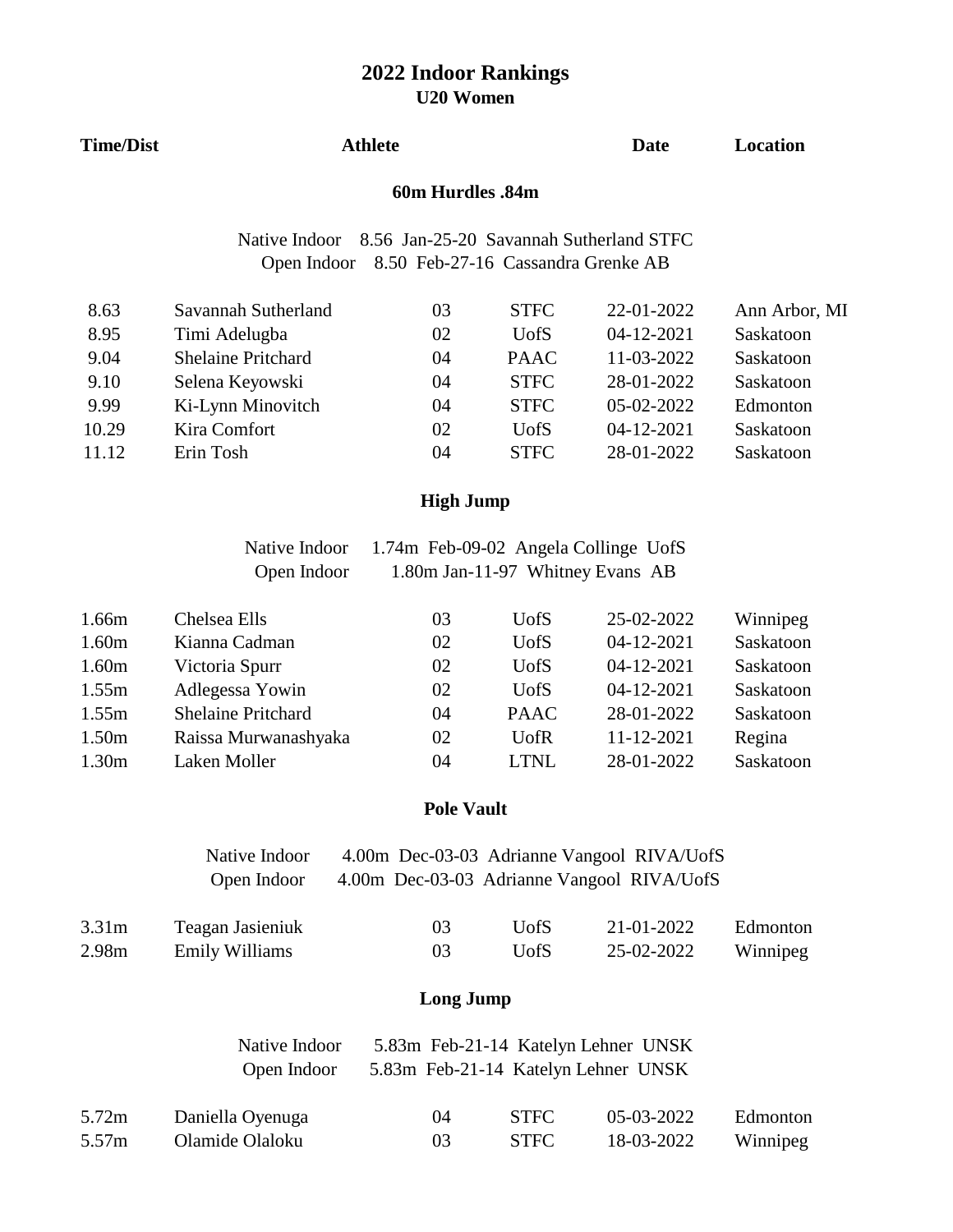# 2022 Indoor Rankings

## U20 Women

| Time/Dist | Athlete | | | Date | Location |
|---|---|---|---|---|---|

### 60m Hurdles .84m

Native Indoor 8.56 Jan-25-20 Savannah Sutherland STFC
Open Indoor 8.50 Feb-27-16 Cassandra Grenke AB

| Time/Dist | Athlete | | | Date | Location |
|---|---|---|---|---|---|
| 8.63 | Savannah Sutherland | 03 | STFC | 22-01-2022 | Ann Arbor, MI |
| 8.95 | Timi Adelugba | 02 | UofS | 04-12-2021 | Saskatoon |
| 9.04 | Shelaine Pritchard | 04 | PAAC | 11-03-2022 | Saskatoon |
| 9.10 | Selena Keyowski | 04 | STFC | 28-01-2022 | Saskatoon |
| 9.99 | Ki-Lynn Minovitch | 04 | STFC | 05-02-2022 | Edmonton |
| 10.29 | Kira Comfort | 02 | UofS | 04-12-2021 | Saskatoon |
| 11.12 | Erin Tosh | 04 | STFC | 28-01-2022 | Saskatoon |

### High Jump

Native Indoor 1.74m Feb-09-02 Angela Collinge UofS
Open Indoor 1.80m Jan-11-97 Whitney Evans AB

| Time/Dist | Athlete | | | Date | Location |
|---|---|---|---|---|---|
| 1.66m | Chelsea Ells | 03 | UofS | 25-02-2022 | Winnipeg |
| 1.60m | Kianna Cadman | 02 | UofS | 04-12-2021 | Saskatoon |
| 1.60m | Victoria Spurr | 02 | UofS | 04-12-2021 | Saskatoon |
| 1.55m | Adlegessa Yowin | 02 | UofS | 04-12-2021 | Saskatoon |
| 1.55m | Shelaine Pritchard | 04 | PAAC | 28-01-2022 | Saskatoon |
| 1.50m | Raissa Murwanashyaka | 02 | UofR | 11-12-2021 | Regina |
| 1.30m | Laken Moller | 04 | LTNL | 28-01-2022 | Saskatoon |

### Pole Vault

Native Indoor 4.00m Dec-03-03 Adrianne Vangool RIVA/UofS
Open Indoor 4.00m Dec-03-03 Adrianne Vangool RIVA/UofS

| Time/Dist | Athlete | | | Date | Location |
|---|---|---|---|---|---|
| 3.31m | Teagan Jasieniuk | 03 | UofS | 21-01-2022 | Edmonton |
| 2.98m | Emily Williams | 03 | UofS | 25-02-2022 | Winnipeg |

### Long Jump

Native Indoor 5.83m Feb-21-14 Katelyn Lehner UNSK
Open Indoor 5.83m Feb-21-14 Katelyn Lehner UNSK

| Time/Dist | Athlete | | | Date | Location |
|---|---|---|---|---|---|
| 5.72m | Daniella Oyenuga | 04 | STFC | 05-03-2022 | Edmonton |
| 5.57m | Olamide Olaloku | 03 | STFC | 18-03-2022 | Winnipeg |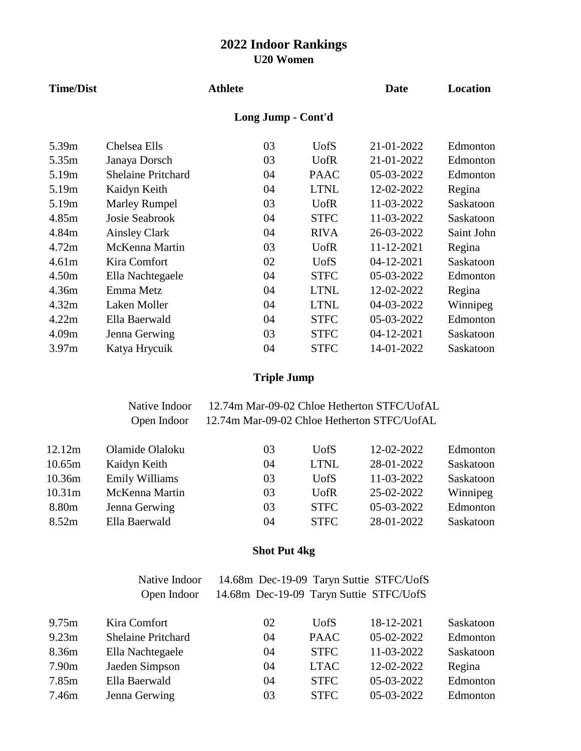# 2022 Indoor Rankings

## U20 Women

| Time/Dist | Athlete | | | Date | Location |
|---|---|---|---|---|---|

### Long Jump - Cont'd

| Time/Dist | Athlete | | | Date | Location |
|---|---|---|---|---|---|
| 5.39m | Chelsea Ells | 03 | UofS | 21-01-2022 | Edmonton |
| 5.35m | Janaya Dorsch | 03 | UofR | 21-01-2022 | Edmonton |
| 5.19m | Shelaine Pritchard | 04 | PAAC | 05-03-2022 | Edmonton |
| 5.19m | Kaidyn Keith | 04 | LTNL | 12-02-2022 | Regina |
| 5.19m | Marley Rumpel | 03 | UofR | 11-03-2022 | Saskatoon |
| 4.85m | Josie Seabrook | 04 | STFC | 11-03-2022 | Saskatoon |
| 4.84m | Ainsley Clark | 04 | RIVA | 26-03-2022 | Saint John |
| 4.72m | McKenna Martin | 03 | UofR | 11-12-2021 | Regina |
| 4.61m | Kira Comfort | 02 | UofS | 04-12-2021 | Saskatoon |
| 4.50m | Ella Nachtegaele | 04 | STFC | 05-03-2022 | Edmonton |
| 4.36m | Emma Metz | 04 | LTNL | 12-02-2022 | Regina |
| 4.32m | Laken Moller | 04 | LTNL | 04-03-2022 | Winnipeg |
| 4.22m | Ella Baerwald | 04 | STFC | 05-03-2022 | Edmonton |
| 4.09m | Jenna Gerwing | 03 | STFC | 04-12-2021 | Saskatoon |
| 3.97m | Katya Hrycuik | 04 | STFC | 14-01-2022 | Saskatoon |

### Triple Jump

Native Indoor 12.74m Mar-09-02 Chloe Hetherton STFC/UofAL
Open Indoor 12.74m Mar-09-02 Chloe Hetherton STFC/UofAL

| Time/Dist | Athlete | | | Date | Location |
|---|---|---|---|---|---|
| 12.12m | Olamide Olaloku | 03 | UofS | 12-02-2022 | Edmonton |
| 10.65m | Kaidyn Keith | 04 | LTNL | 28-01-2022 | Saskatoon |
| 10.36m | Emily Williams | 03 | UofS | 11-03-2022 | Saskatoon |
| 10.31m | McKenna Martin | 03 | UofR | 25-02-2022 | Winnipeg |
| 8.80m | Jenna Gerwing | 03 | STFC | 05-03-2022 | Edmonton |
| 8.52m | Ella Baerwald | 04 | STFC | 28-01-2022 | Saskatoon |

### Shot Put 4kg

Native Indoor 14.68m Dec-19-09 Taryn Suttie STFC/UofS
Open Indoor 14.68m Dec-19-09 Taryn Suttie STFC/UofS

| Time/Dist | Athlete | | | Date | Location |
|---|---|---|---|---|---|
| 9.75m | Kira Comfort | 02 | UofS | 18-12-2021 | Saskatoon |
| 9.23m | Shelaine Pritchard | 04 | PAAC | 05-02-2022 | Edmonton |
| 8.36m | Ella Nachtegaele | 04 | STFC | 11-03-2022 | Saskatoon |
| 7.90m | Jaeden Simpson | 04 | LTAC | 12-02-2022 | Regina |
| 7.85m | Ella Baerwald | 04 | STFC | 05-03-2022 | Edmonton |
| 7.46m | Jenna Gerwing | 03 | STFC | 05-03-2022 | Edmonton |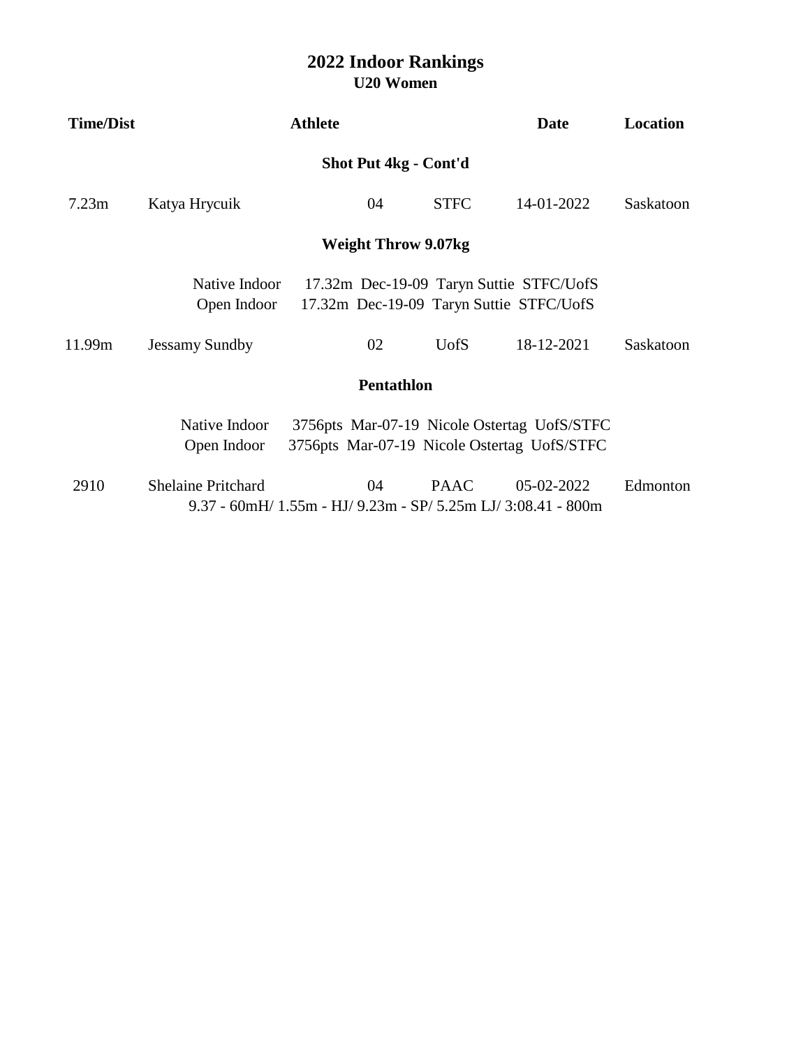# 2022 Indoor Rankings

## U20 Women

| Time/Dist | Athlete | | | Date | Location |
|---|---|---|---|---|---|

### Shot Put 4kg - Cont'd

| | | | | | |
|---|---|---|---|---|---|
| 7.23m | Katya Hrycuik | 04 | STFC | 14-01-2022 | Saskatoon |

### Weight Throw 9.07kg

Native Indoor 17.32m Dec-19-09 Taryn Suttie STFC/UofS
Open Indoor 17.32m Dec-19-09 Taryn Suttie STFC/UofS

| | | | | | |
|---|---|---|---|---|---|
| 11.99m | Jessamy Sundby | 02 | UofS | 18-12-2021 | Saskatoon |

### Pentathlon

Native Indoor 3756pts Mar-07-19 Nicole Ostertag UofS/STFC
Open Indoor 3756pts Mar-07-19 Nicole Ostertag UofS/STFC

| | | | | | |
|---|---|---|---|---|---|
| 2910 | Shelaine Pritchard | 04 | PAAC | 05-02-2022 | Edmonton |

9.37 - 60mH/ 1.55m - HJ/ 9.23m - SP/ 5.25m LJ/ 3:08.41 - 800m